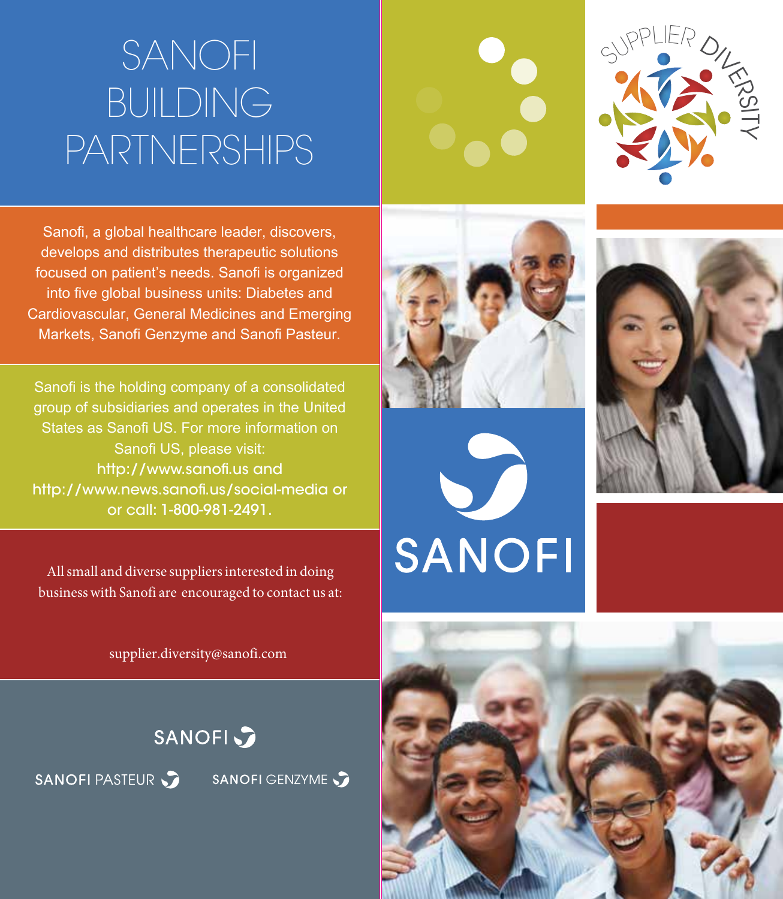# SANOFI BUILDING PARTNERSHIPS

Sanofi, a global healthcare leader, discovers, develops and distributes therapeutic solutions focused on patient's needs. Sanofi is organized into five global business units: Diabetes and Cardiovascular, General Medicines and Emerging Markets, Sanofi Genzyme and Sanofi Pasteur.

Sanofi is the holding company of a consolidated group of subsidiaries and operates in the United States as Sanofi US. For more information on Sanofi US, please visit: http://www.sanofi.us and http://www.news.sanofi.us/social-media or or call: 1-800-981-2491.

All small and diverse suppliers interested in doing business with Sanofi are encouraged to contact us at:

supplier.diversity@sanofi.com

SANOFI

SANOFI PASTEUR SANOFI GENZYME

SUPPLIER DIVERSITY

SANOFI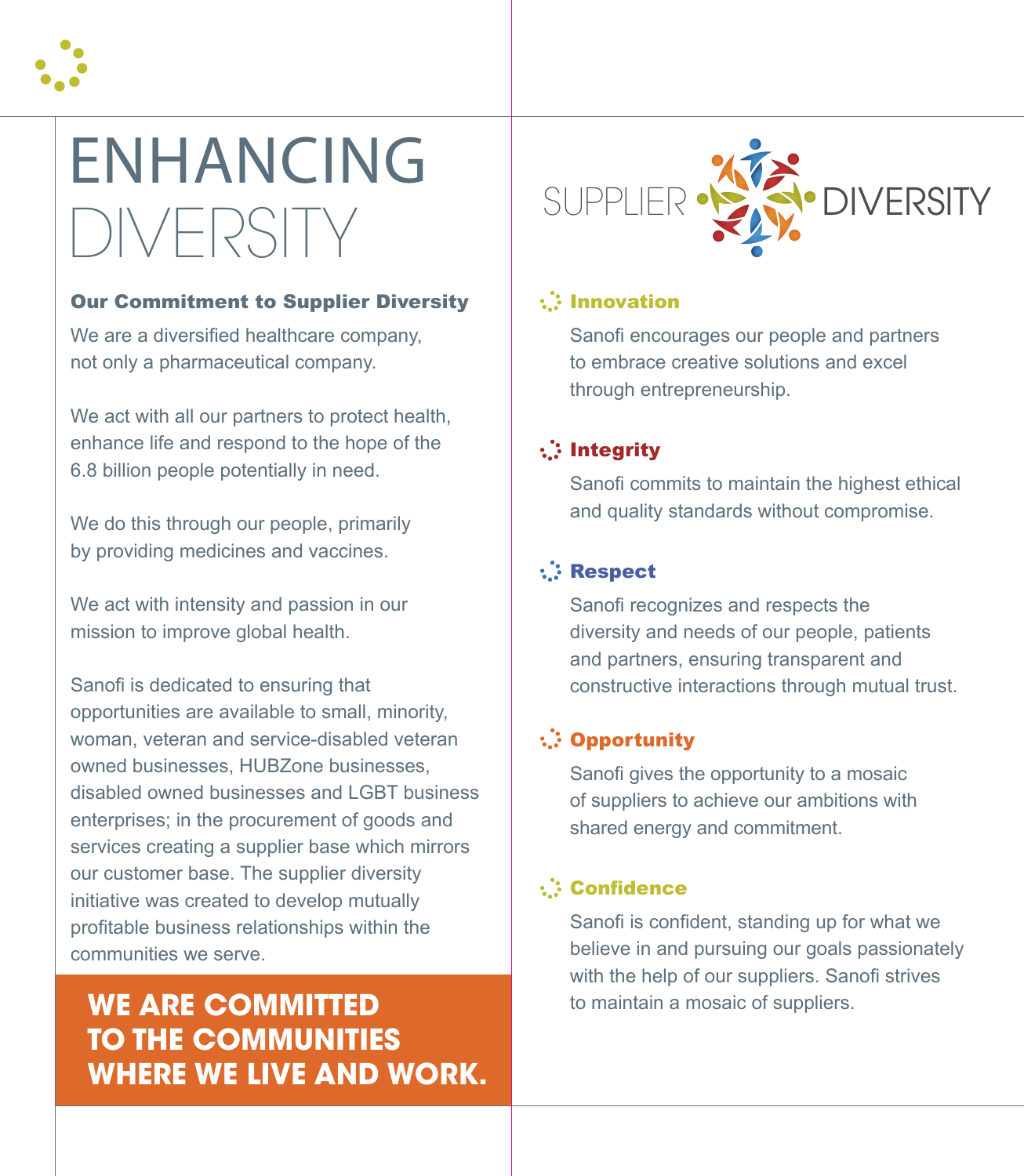# ENHANCING DIVERSITY

### Our Commitment to Supplier Diversity

We are a diversified healthcare company, not only a pharmaceutical company.

We act with all our partners to protect health, enhance life and respond to the hope of the 6.8 billion people potentially in need.

We do this through our people, primarily by providing medicines and vaccines.

We act with intensity and passion in our mission to improve global health.

Sanofi is dedicated to ensuring that opportunities are available to small, minority, woman, veteran and service-disabled veteran owned businesses, HUBZone businesses, disabled owned businesses and LGBT business enterprises; in the procurement of goods and services creating a supplier base which mirrors our customer base. The supplier diversity initiative was created to develop mutually profitable business relationships within the communities we serve.

**WE ARE COMMITTED TO THE COMMUNITIES WHERE WE LIVE AND WORK.**

## SUPPLIER DIVERSITY

### Innovation

Sanofi encourages our people and partners to embrace creative solutions and excel through entrepreneurship.

### Integrity

Sanofi commits to maintain the highest ethical and quality standards without compromise.

### Respect

Sanofi recognizes and respects the diversity and needs of our people, patients and partners, ensuring transparent and constructive interactions through mutual trust.

### Opportunity

Sanofi gives the opportunity to a mosaic of suppliers to achieve our ambitions with shared energy and commitment.

### Confidence

Sanofi is confident, standing up for what we believe in and pursuing our goals passionately with the help of our suppliers. Sanofi strives to maintain a mosaic of suppliers.